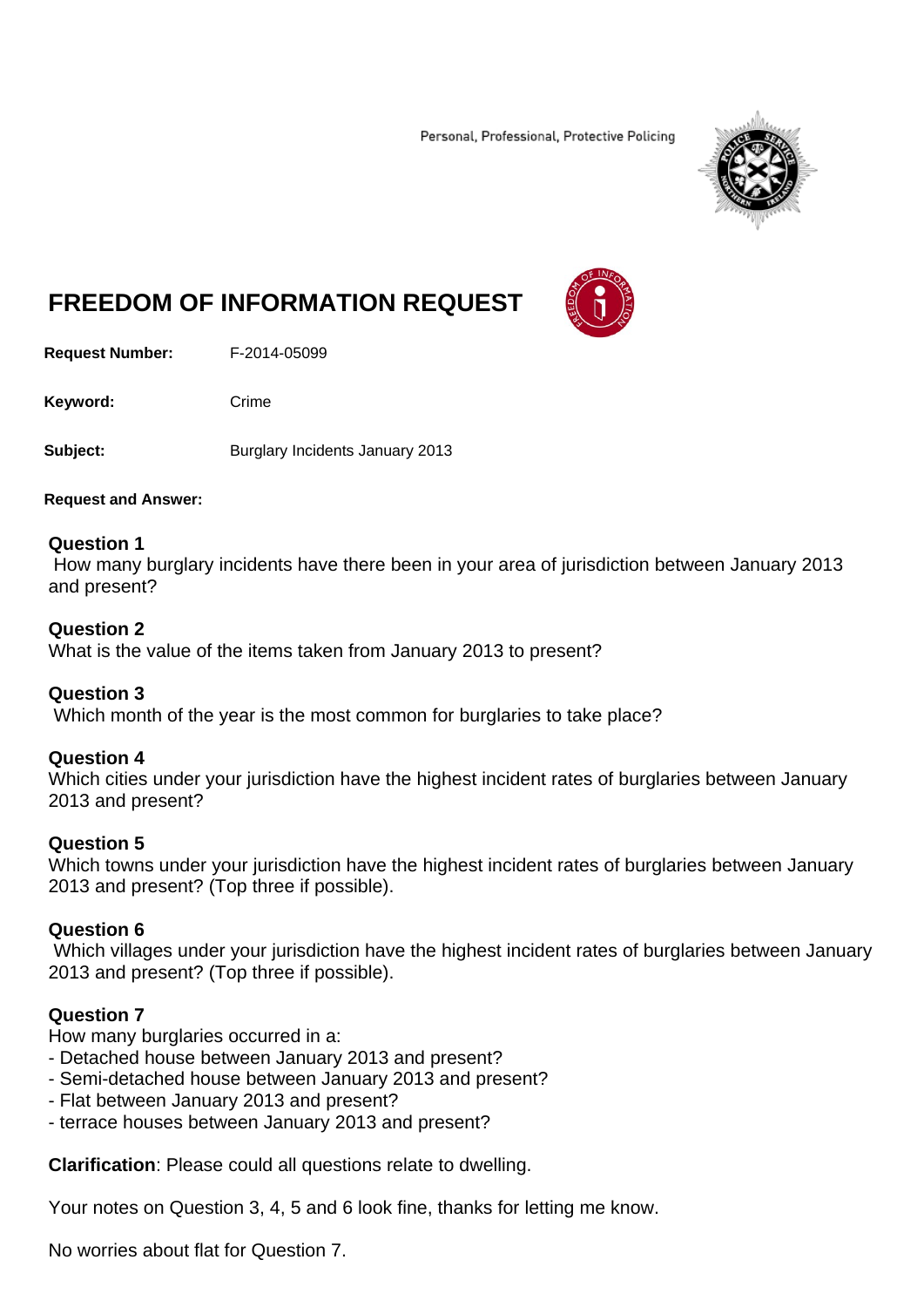Personal, Professional, Protective Policing

# FREEDOM OF INFORMATION REQUEST

**Request Number:** F-2014-05099

**Keyword:** Crime

**Subject:** Burglary Incidents January 2013

**Request and Answer:**

**Question 1**
How many burglary incidents have there been in your area of jurisdiction between January 2013 and present?

**Question 2**
What is the value of the items taken from January 2013 to present?

**Question 3**
Which month of the year is the most common for burglaries to take place?

**Question 4**
Which cities under your jurisdiction have the highest incident rates of burglaries between January 2013 and present?

**Question 5**
Which towns under your jurisdiction have the highest incident rates of burglaries between January 2013 and present? (Top three if possible).

**Question 6**
Which villages under your jurisdiction have the highest incident rates of burglaries between January 2013 and present? (Top three if possible).

**Question 7**
How many burglaries occurred in a:
- Detached house between January 2013 and present?
- Semi-detached house between January 2013 and present?
- Flat between January 2013 and present?
- terrace houses between January 2013 and present?

**Clarification**: Please could all questions relate to dwelling.

Your notes on Question 3, 4, 5 and 6 look fine, thanks for letting me know.

No worries about flat for Question 7.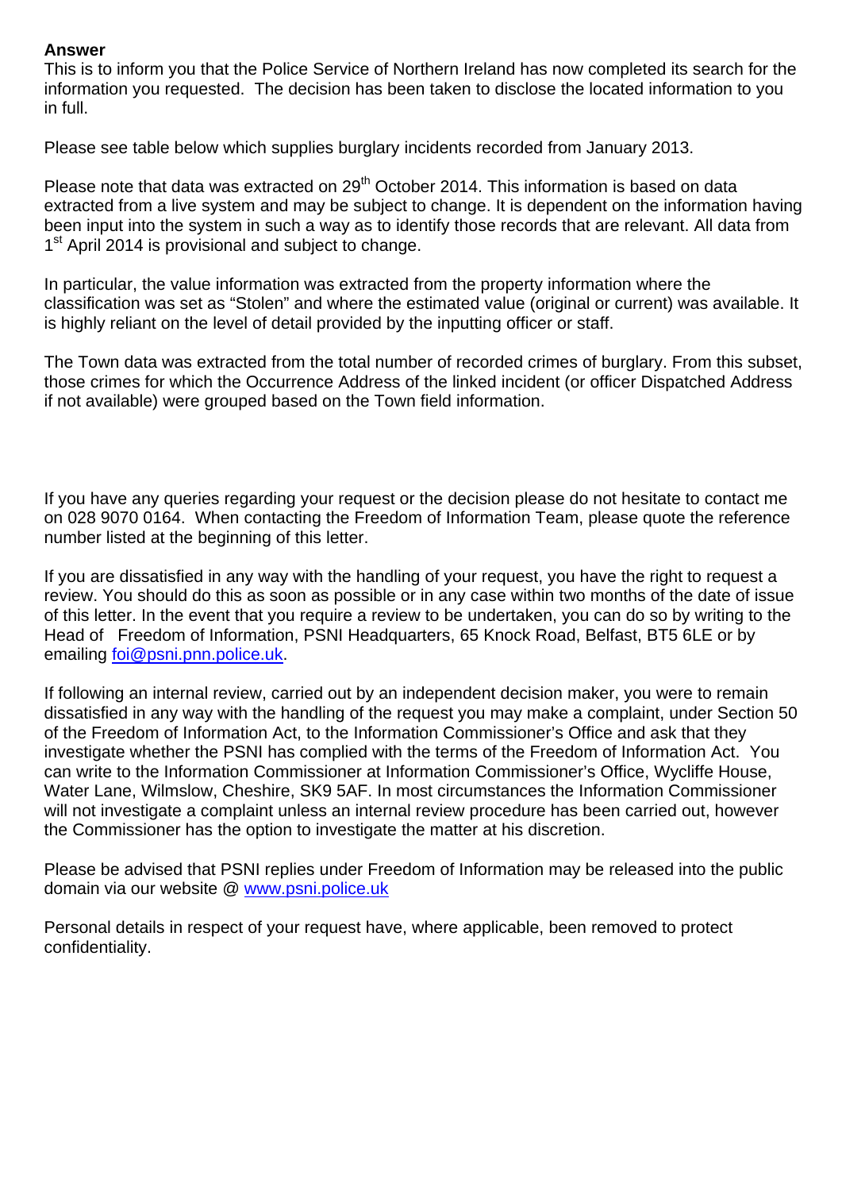**Answer**

This is to inform you that the Police Service of Northern Ireland has now completed its search for the information you requested. The decision has been taken to disclose the located information to you in full.

Please see table below which supplies burglary incidents recorded from January 2013.

Please note that data was extracted on 29th October 2014. This information is based on data extracted from a live system and may be subject to change. It is dependent on the information having been input into the system in such a way as to identify those records that are relevant. All data from 1st April 2014 is provisional and subject to change.

In particular, the value information was extracted from the property information where the classification was set as "Stolen" and where the estimated value (original or current) was available. It is highly reliant on the level of detail provided by the inputting officer or staff.

The Town data was extracted from the total number of recorded crimes of burglary. From this subset, those crimes for which the Occurrence Address of the linked incident (or officer Dispatched Address if not available) were grouped based on the Town field information.

If you have any queries regarding your request or the decision please do not hesitate to contact me on 028 9070 0164. When contacting the Freedom of Information Team, please quote the reference number listed at the beginning of this letter.

If you are dissatisfied in any way with the handling of your request, you have the right to request a review. You should do this as soon as possible or in any case within two months of the date of issue of this letter. In the event that you require a review to be undertaken, you can do so by writing to the Head of Freedom of Information, PSNI Headquarters, 65 Knock Road, Belfast, BT5 6LE or by emailing foi@psni.pnn.police.uk.

If following an internal review, carried out by an independent decision maker, you were to remain dissatisfied in any way with the handling of the request you may make a complaint, under Section 50 of the Freedom of Information Act, to the Information Commissioner's Office and ask that they investigate whether the PSNI has complied with the terms of the Freedom of Information Act. You can write to the Information Commissioner at Information Commissioner's Office, Wycliffe House, Water Lane, Wilmslow, Cheshire, SK9 5AF. In most circumstances the Information Commissioner will not investigate a complaint unless an internal review procedure has been carried out, however the Commissioner has the option to investigate the matter at his discretion.

Please be advised that PSNI replies under Freedom of Information may be released into the public domain via our website @ www.psni.police.uk

Personal details in respect of your request have, where applicable, been removed to protect confidentiality.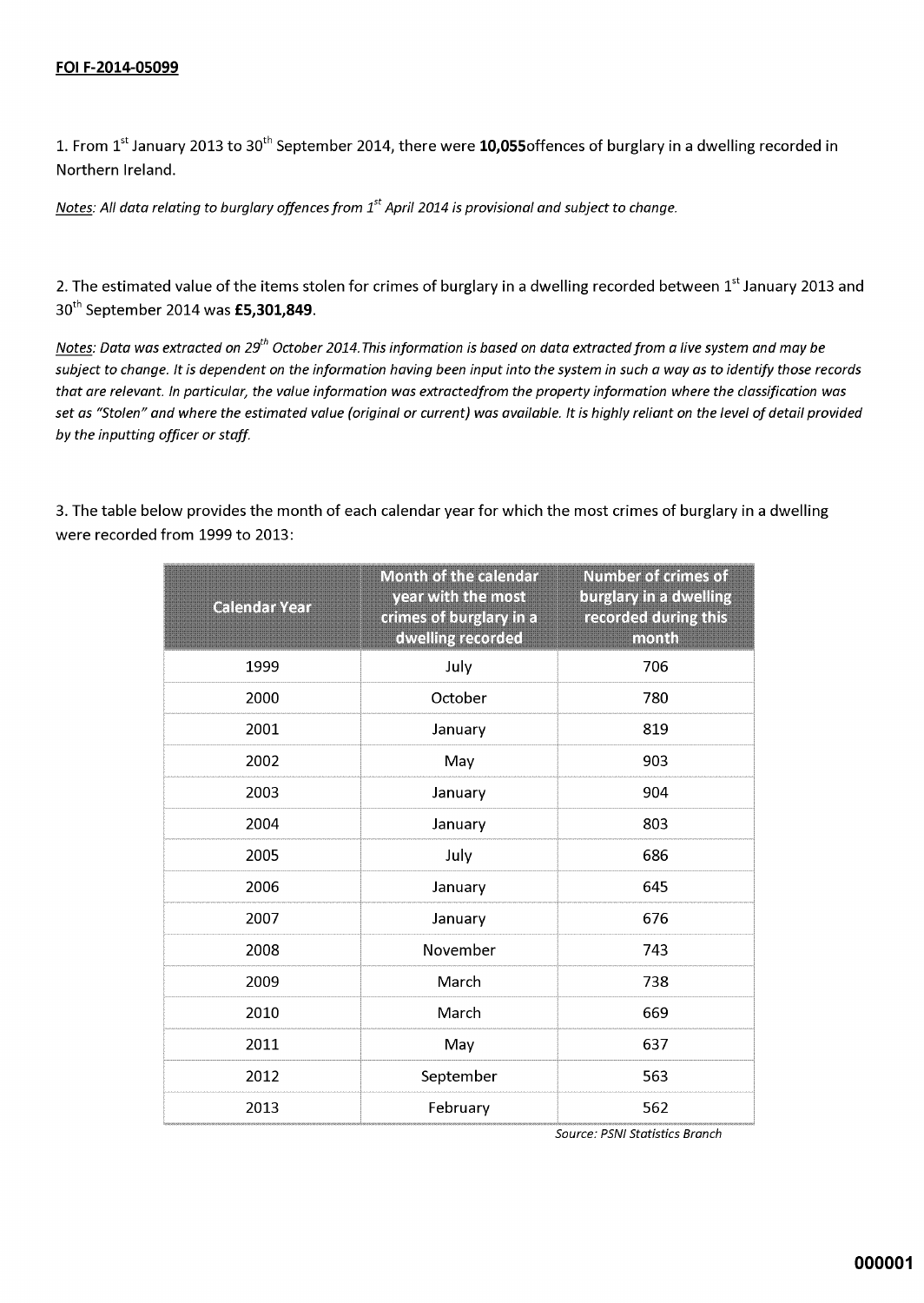**FOI F-2014-05099**

1. From 1st January 2013 to 30th September 2014, there were **10,055**offences of burglary in a dwelling recorded in Northern Ireland.

*Notes: All data relating to burglary offences from 1st April 2014 is provisional and subject to change.*

2. The estimated value of the items stolen for crimes of burglary in a dwelling recorded between 1st January 2013 and 30th September 2014 was **£5,301,849**.

*Notes: Data was extracted on 29th October 2014.This information is based on data extracted from a live system and may be subject to change. It is dependent on the information having been input into the system in such a way as to identify those records that are relevant. In particular, the value information was extractedfrom the property information where the classification was set as "Stolen" and where the estimated value (original or current) was available. It is highly reliant on the level of detail provided by the inputting officer or staff.*

3. The table below provides the month of each calendar year for which the most crimes of burglary in a dwelling were recorded from 1999 to 2013:

| Calendar Year | Month of the calendar year with the most crimes of burglary in a dwelling recorded | Number of crimes of burglary in a dwelling recorded during this month |
|---|---|---|
| 1999 | July | 706 |
| 2000 | October | 780 |
| 2001 | January | 819 |
| 2002 | May | 903 |
| 2003 | January | 904 |
| 2004 | January | 803 |
| 2005 | July | 686 |
| 2006 | January | 645 |
| 2007 | January | 676 |
| 2008 | November | 743 |
| 2009 | March | 738 |
| 2010 | March | 669 |
| 2011 | May | 637 |
| 2012 | September | 563 |
| 2013 | February | 562 |

*Source: PSNI Statistics Branch*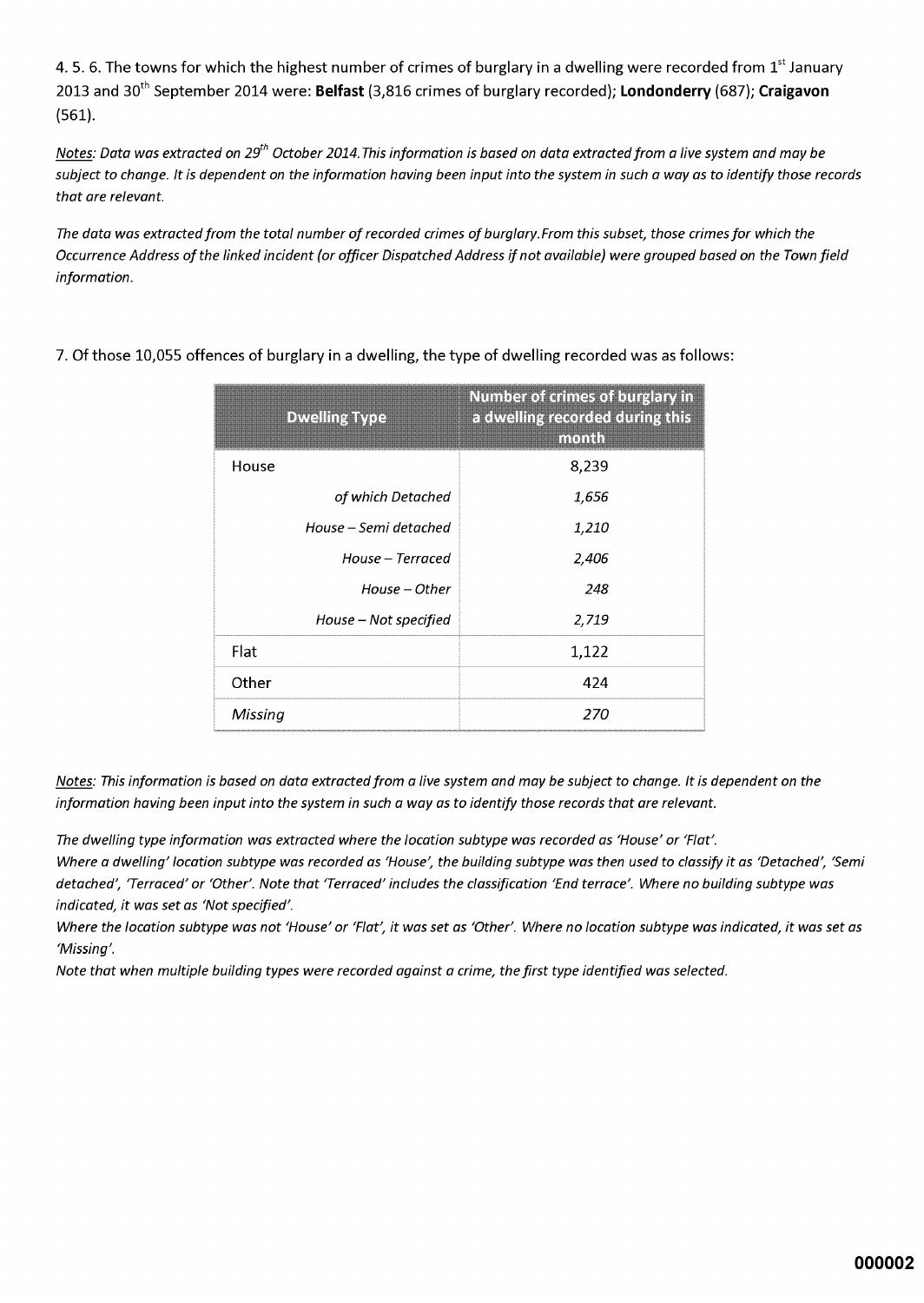4. 5. 6. The towns for which the highest number of crimes of burglary in a dwelling were recorded from 1st January 2013 and 30th September 2014 were: **Belfast** (3,816 crimes of burglary recorded); **Londonderry** (687); **Craigavon** (561).

*Notes: Data was extracted on 29th October 2014. This information is based on data extracted from a live system and may be subject to change. It is dependent on the information having been input into the system in such a way as to identify those records that are relevant.*

*The data was extracted from the total number of recorded crimes of burglary. From this subset, those crimes for which the Occurrence Address of the linked incident (or officer Dispatched Address if not available) were grouped based on the Town field information.*

7. Of those 10,055 offences of burglary in a dwelling, the type of dwelling recorded was as follows:

| Dwelling Type | Number of crimes of burglary in a dwelling recorded during this month |
|---|---|
| House | 8,239 |
| *of which Detached* | *1,656* |
| *House – Semi detached* | *1,210* |
| *House – Terraced* | *2,406* |
| *House – Other* | *248* |
| *House – Not specified* | *2,719* |
| Flat | 1,122 |
| Other | 424 |
| *Missing* | *270* |

*Notes: This information is based on data extracted from a live system and may be subject to change. It is dependent on the information having been input into the system in such a way as to identify those records that are relevant.*

*The dwelling type information was extracted where the location subtype was recorded as 'House' or 'Flat'.*
*Where a dwelling' location subtype was recorded as 'House', the building subtype was then used to classify it as 'Detached', 'Semi detached', 'Terraced' or 'Other'. Note that 'Terraced' includes the classification 'End terrace'. Where no building subtype was indicated, it was set as 'Not specified'.*
*Where the location subtype was not 'House' or 'Flat', it was set as 'Other'. Where no location subtype was indicated, it was set as 'Missing'.*
*Note that when multiple building types were recorded against a crime, the first type identified was selected.*